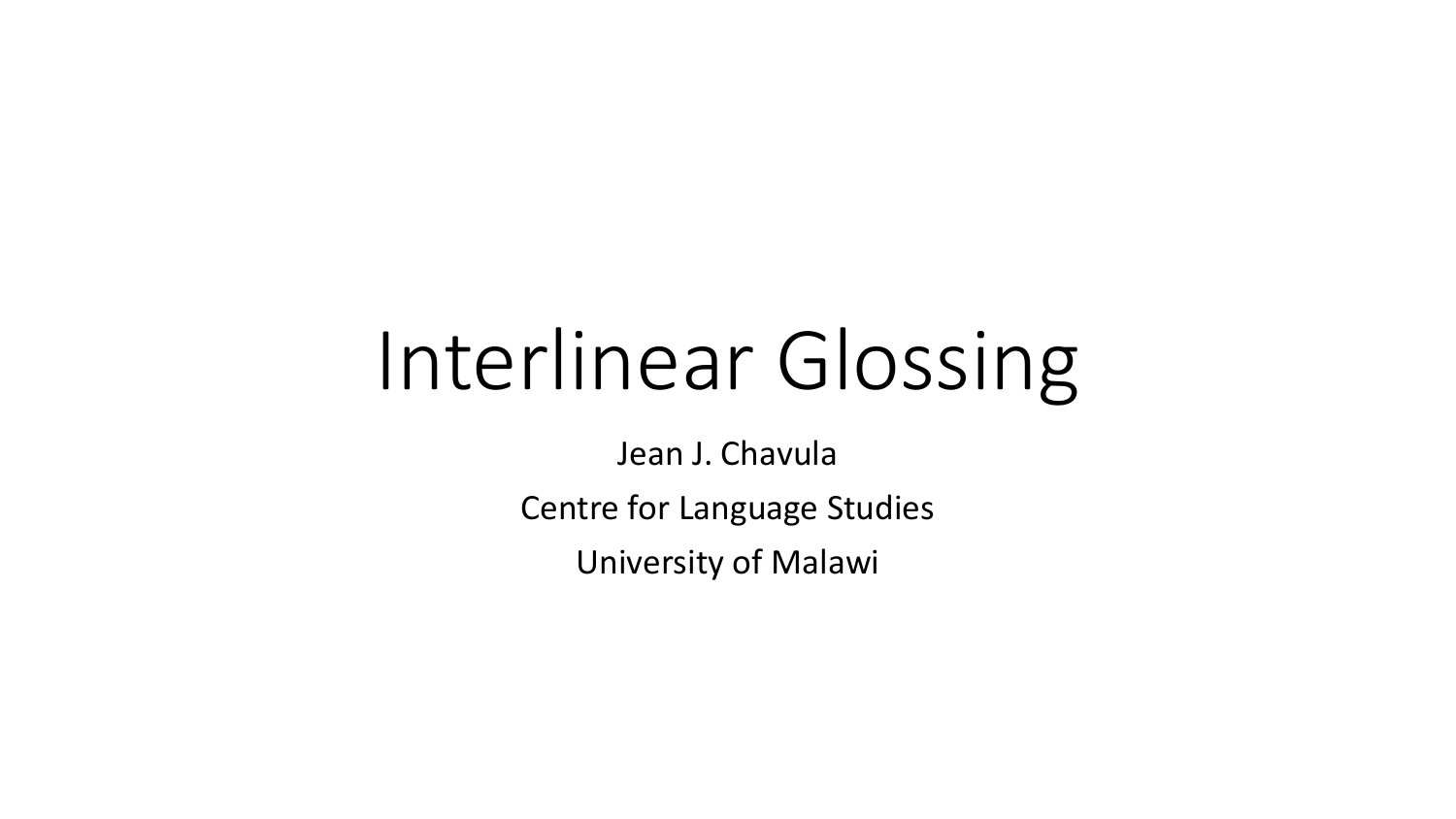# Interlinear Glossing

Jean J. Chavula

Centre for Language Studies

University of Malawi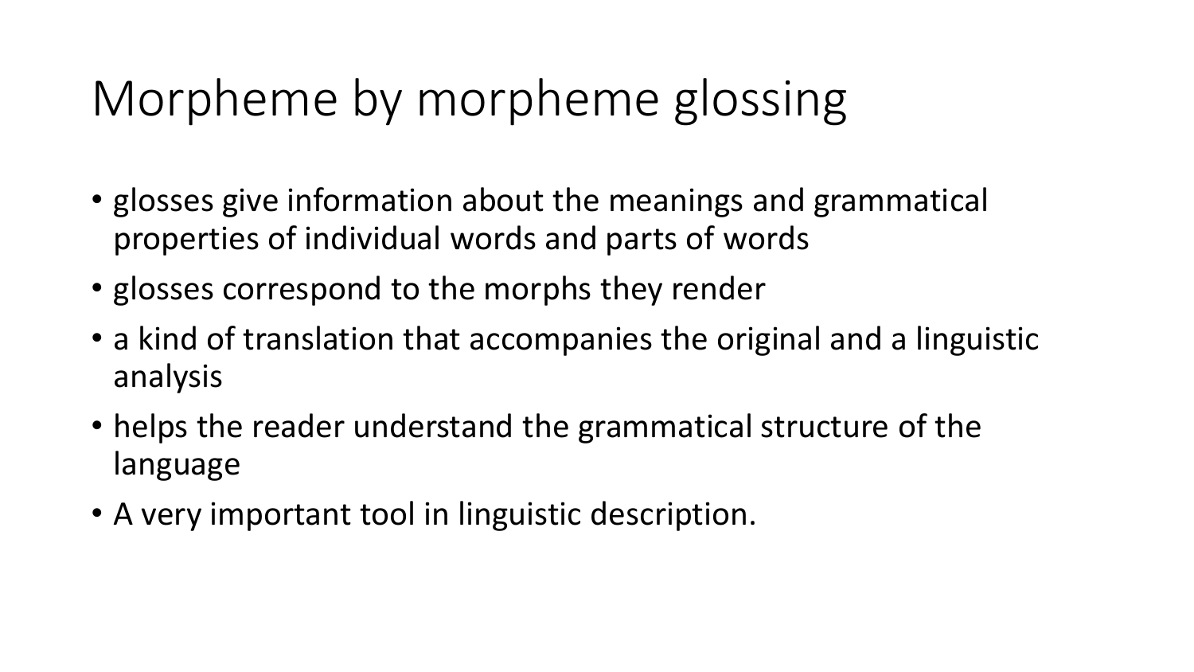# Morpheme by morpheme glossing

- glosses give information about the meanings and grammatical properties of individual words and parts of words
- glosses correspond to the morphs they render
- a kind of translation that accompanies the original and a linguistic analysis
- helps the reader understand the grammatical structure of the language
- A very important tool in linguistic description.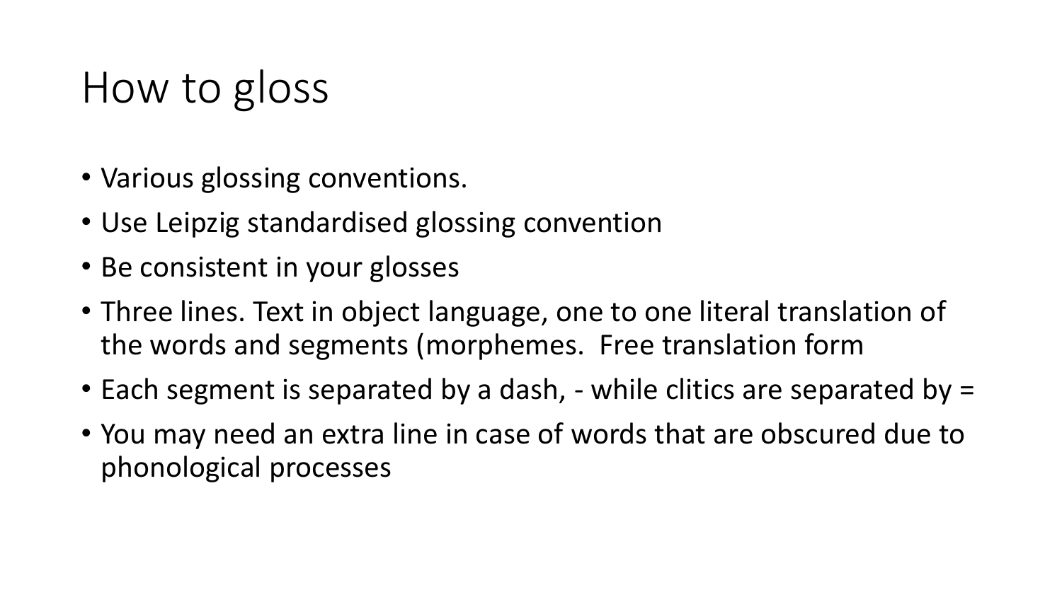# How to gloss

- Various glossing conventions.
- Use Leipzig standardised glossing convention
- Be consistent in your glosses
- Three lines. Text in object language, one to one literal translation of the words and segments (morphemes. Free translation form
- Each segment is separated by a dash, - while clitics are separated by =
- You may need an extra line in case of words that are obscured due to phonological processes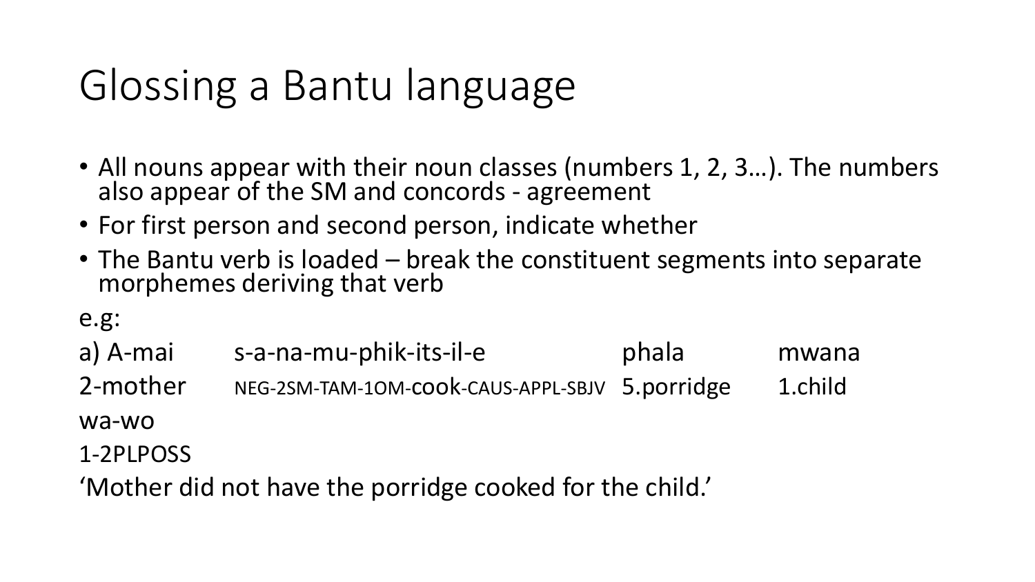# Glossing a Bantu language

- All nouns appear with their noun classes (numbers 1, 2, 3…). The numbers also appear of the SM and concords - agreement
- For first person and second person, indicate whether
- The Bantu verb is loaded – break the constituent segments into separate morphemes deriving that verb

e.g:

| a) A-mai | s-a-na-mu-phik-its-il-e | phala | mwana |
|---|---|---|---|
| 2-mother | NEG-2SM-TAM-1OM-cook-CAUS-APPL-SBJV | 5.porridge | 1.child |

wa-wo

1-2PLPOSS

'Mother did not have the porridge cooked for the child.'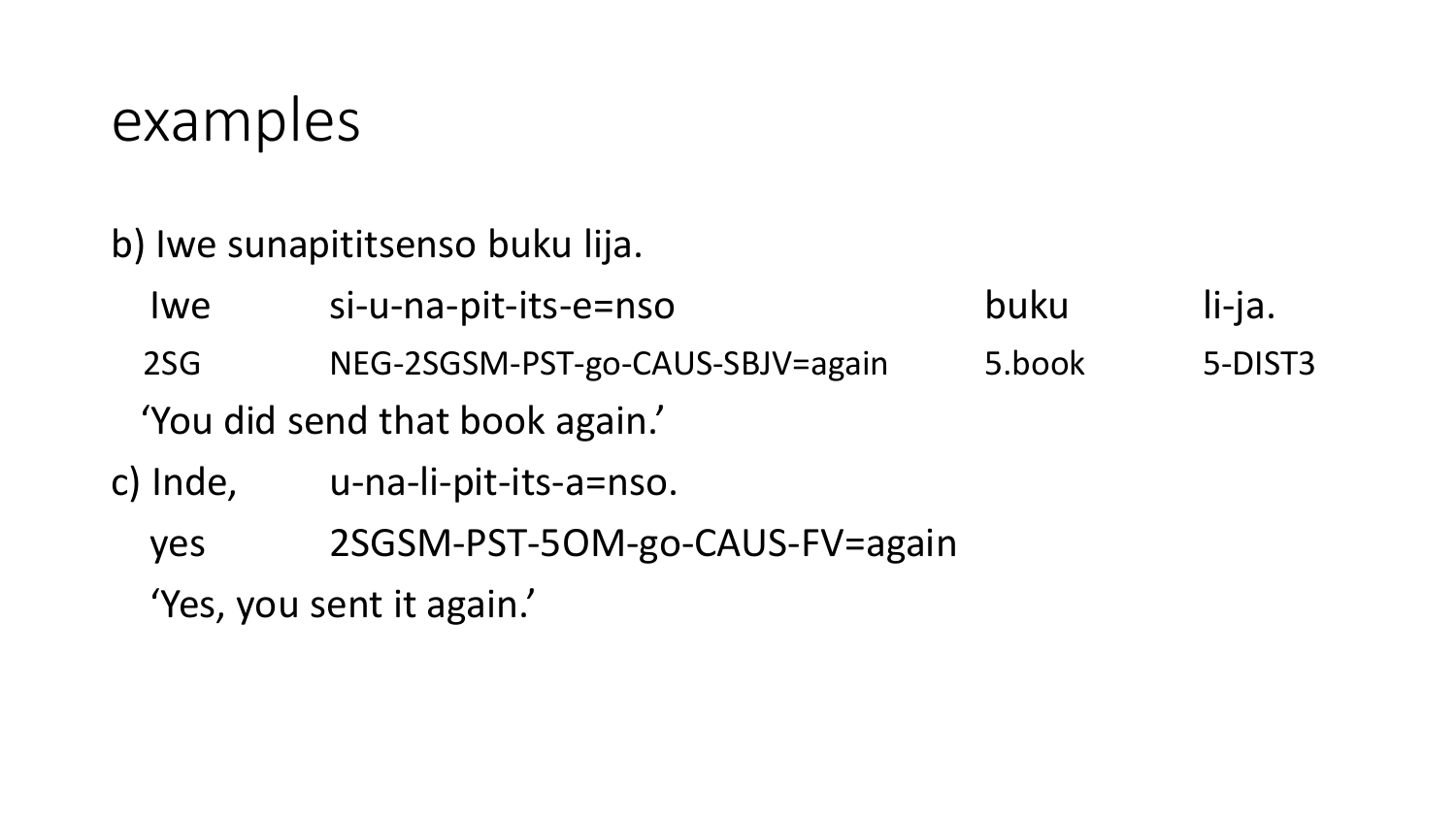# examples

b) Iwe sunapititsenso buku lija.

| | | | |
|---|---|---|---|
| Iwe | si-u-na-pit-its-e=nso | buku | li-ja. |
| 2SG | NEG-2SGSM-PST-go-CAUS-SBJV=again | 5.book | 5-DIST3 |

'You did send that book again.'

c) Inde, u-na-li-pit-its-a=nso.

| | |
|---|---|
| Inde, | u-na-li-pit-its-a=nso. |
| yes | 2SGSM-PST-5OM-go-CAUS-FV=again |

'Yes, you sent it again.'